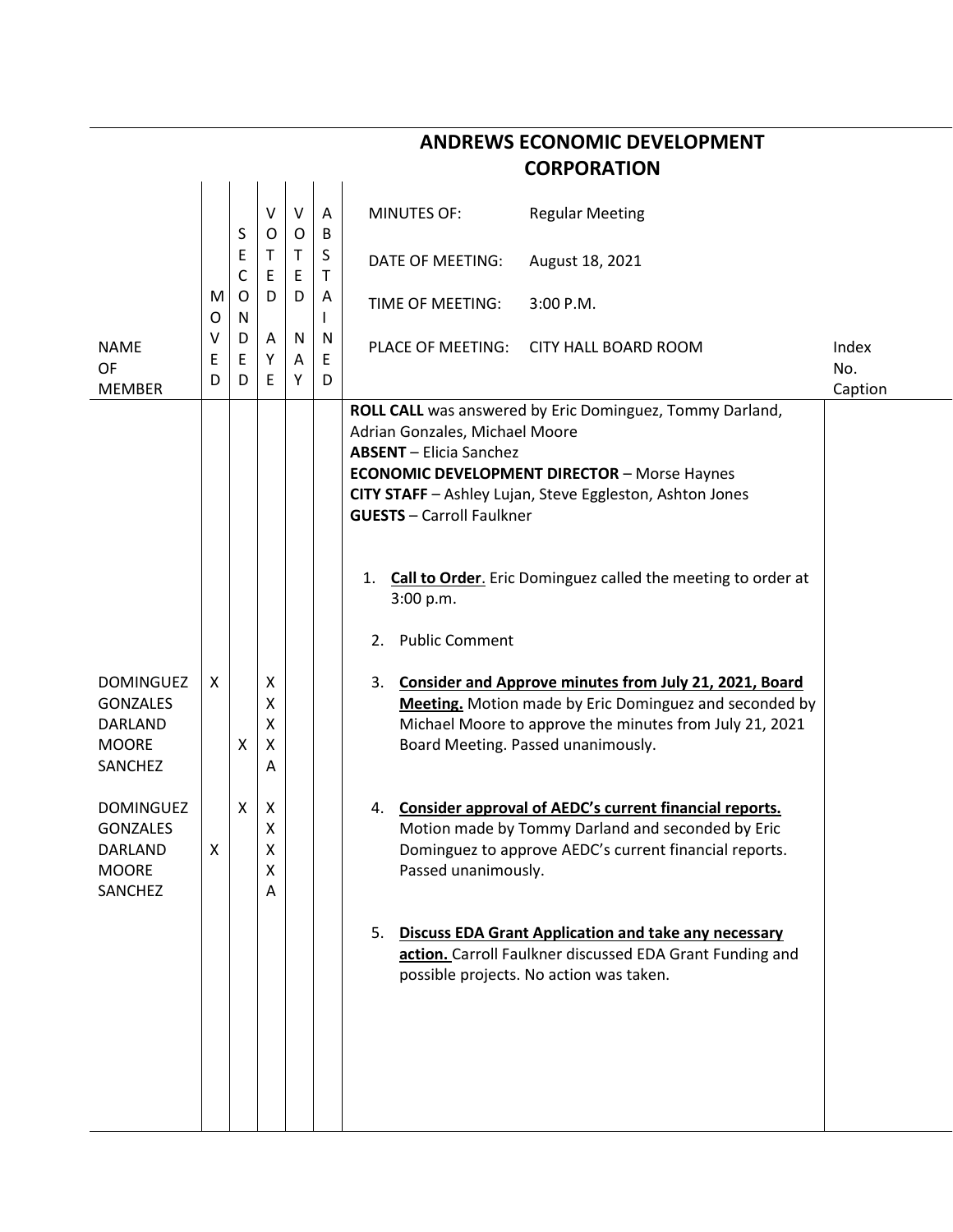# ANDREWS ECONOMIC DEVELOPMENT CORPORATION

| NAME OF MEMBER | MOVED | SECONDED | VOTED AYE | VOTED NAY | ABSTAINED | MINUTES OF: Regular Meeting<br>DATE OF MEETING: August 18, 2021<br>TIME OF MEETING: 3:00 P.M.<br>PLACE OF MEETING: CITY HALL BOARD ROOM | Index No. Caption |
|---|---|---|---|---|---|---|---|
| | | | | | | **ROLL CALL** was answered by Eric Dominguez, Tommy Darland, Adrian Gonzales, Michael Moore<br>**ABSENT** – Elicia Sanchez<br>**ECONOMIC DEVELOPMENT DIRECTOR** – Morse Haynes<br>**CITY STAFF** – Ashley Lujan, Steve Eggleston, Ashton Jones<br>**GUESTS** – Carroll Faulkner | |
| | | | | | | 1. **Call to Order**. Eric Dominguez called the meeting to order at 3:00 p.m. | |
| | | | | | | 2. Public Comment | |
| DOMINGUEZ | X | | X | | | 3. **Consider and Approve minutes from July 21, 2021, Board Meeting.** Motion made by Eric Dominguez and seconded by Michael Moore to approve the minutes from July 21, 2021 Board Meeting. Passed unanimously. | |
| GONZALES | | | X | | | | |
| DARLAND | | | X | | | | |
| MOORE | | X | X | | | | |
| SANCHEZ | | | A | | | | |
| DOMINGUEZ | | X | X | | | 4. **Consider approval of AEDC's current financial reports.** Motion made by Tommy Darland and seconded by Eric Dominguez to approve AEDC's current financial reports. Passed unanimously. | |
| GONZALES | | | X | | | | |
| DARLAND | X | | X | | | | |
| MOORE | | | X | | | | |
| SANCHEZ | | | A | | | | |
| | | | | | | 5. **Discuss EDA Grant Application and take any necessary action.** Carroll Faulkner discussed EDA Grant Funding and possible projects. No action was taken. | |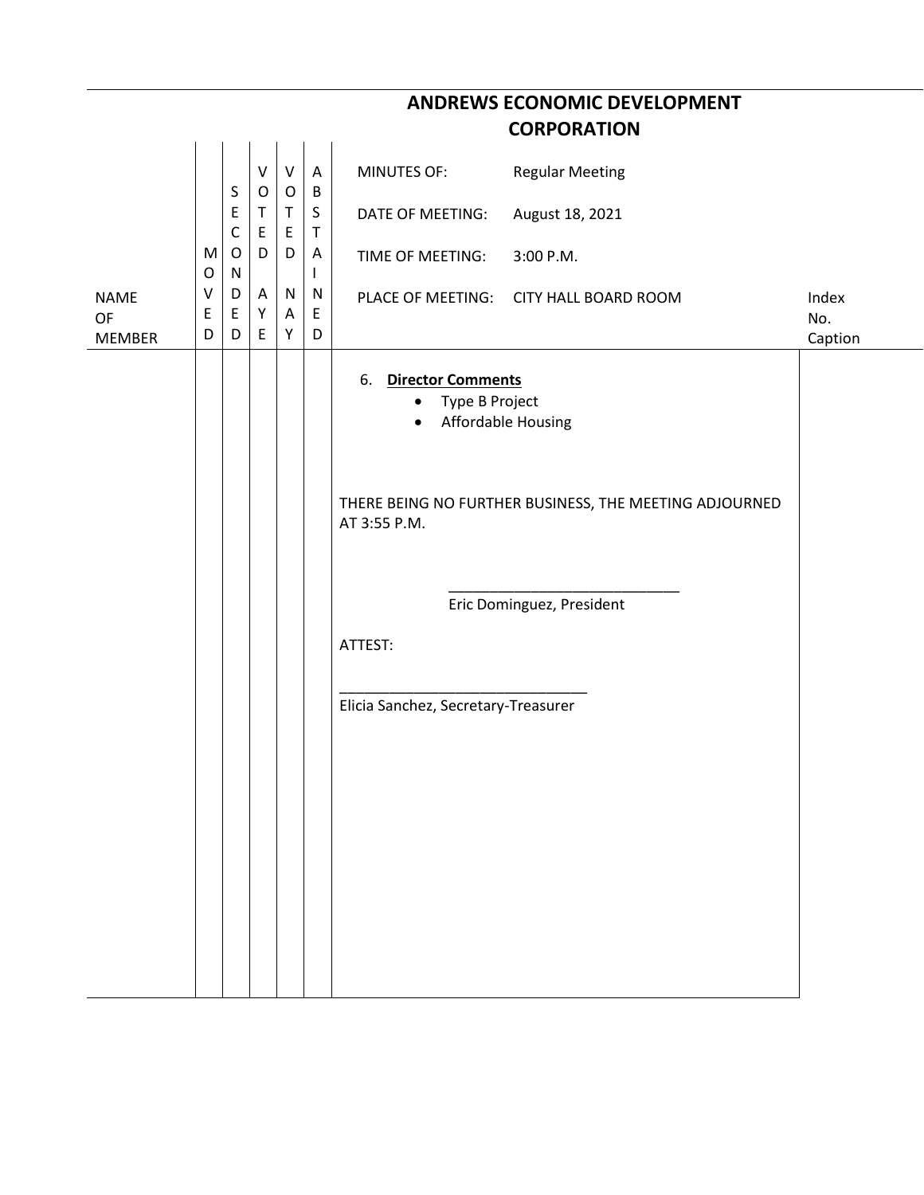# ANDREWS ECONOMIC DEVELOPMENT CORPORATION

| NAME OF MEMBER | MOVED | SECONDED | VOTED AYE | VOTED NAY | ABSTAINED | MINUTES OF: Regular Meeting<br>DATE OF MEETING: August 18, 2021<br>TIME OF MEETING: 3:00 P.M.<br>PLACE OF MEETING: CITY HALL BOARD ROOM | Index No. Caption |
|---|---|---|---|---|---|---|---|
| | | | | | | 6. **Director Comments**<br>• Type B Project<br>• Affordable Housing<br><br>THERE BEING NO FURTHER BUSINESS, THE MEETING ADJOURNED AT 3:55 P.M.<br><br>_____________________________<br>Eric Dominguez, President<br><br>ATTEST:<br><br>_______________________________<br>Elicia Sanchez, Secretary-Treasurer | |